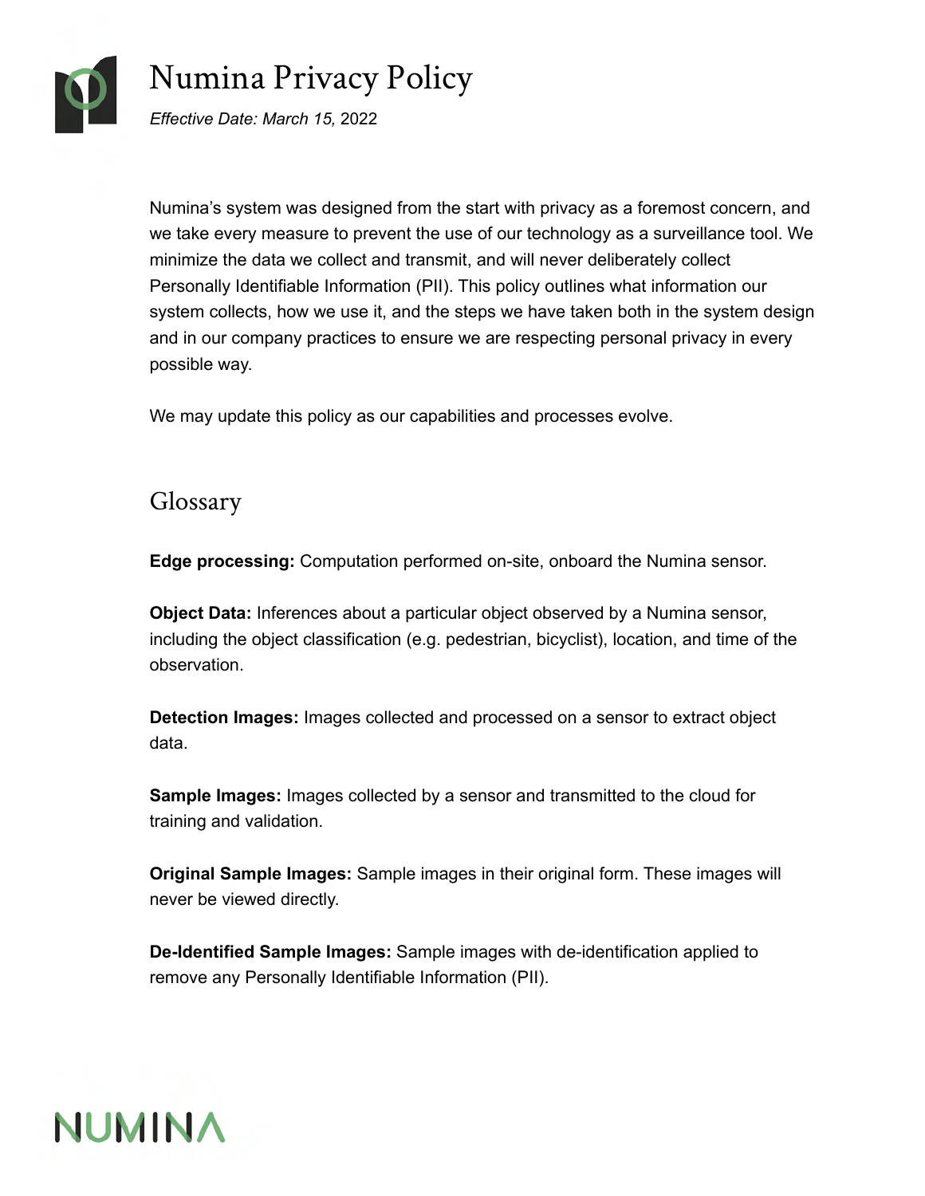# Numina Privacy Policy

*Effective Date: March 15,* 2022

Numina's system was designed from the start with privacy as a foremost concern, and we take every measure to prevent the use of our technology as a surveillance tool. We minimize the data we collect and transmit, and will never deliberately collect Personally Identifiable Information (PII). This policy outlines what information our system collects, how we use it, and the steps we have taken both in the system design and in our company practices to ensure we are respecting personal privacy in every possible way.

We may update this policy as our capabilities and processes evolve.

## Glossary

**Edge processing:** Computation performed on-site, onboard the Numina sensor.

**Object Data:** Inferences about a particular object observed by a Numina sensor, including the object classification (e.g. pedestrian, bicyclist), location, and time of the observation.

**Detection Images:** Images collected and processed on a sensor to extract object data.

**Sample Images:** Images collected by a sensor and transmitted to the cloud for training and validation.

**Original Sample Images:** Sample images in their original form. These images will never be viewed directly.

**De-Identified Sample Images:** Sample images with de-identification applied to remove any Personally Identifiable Information (PII).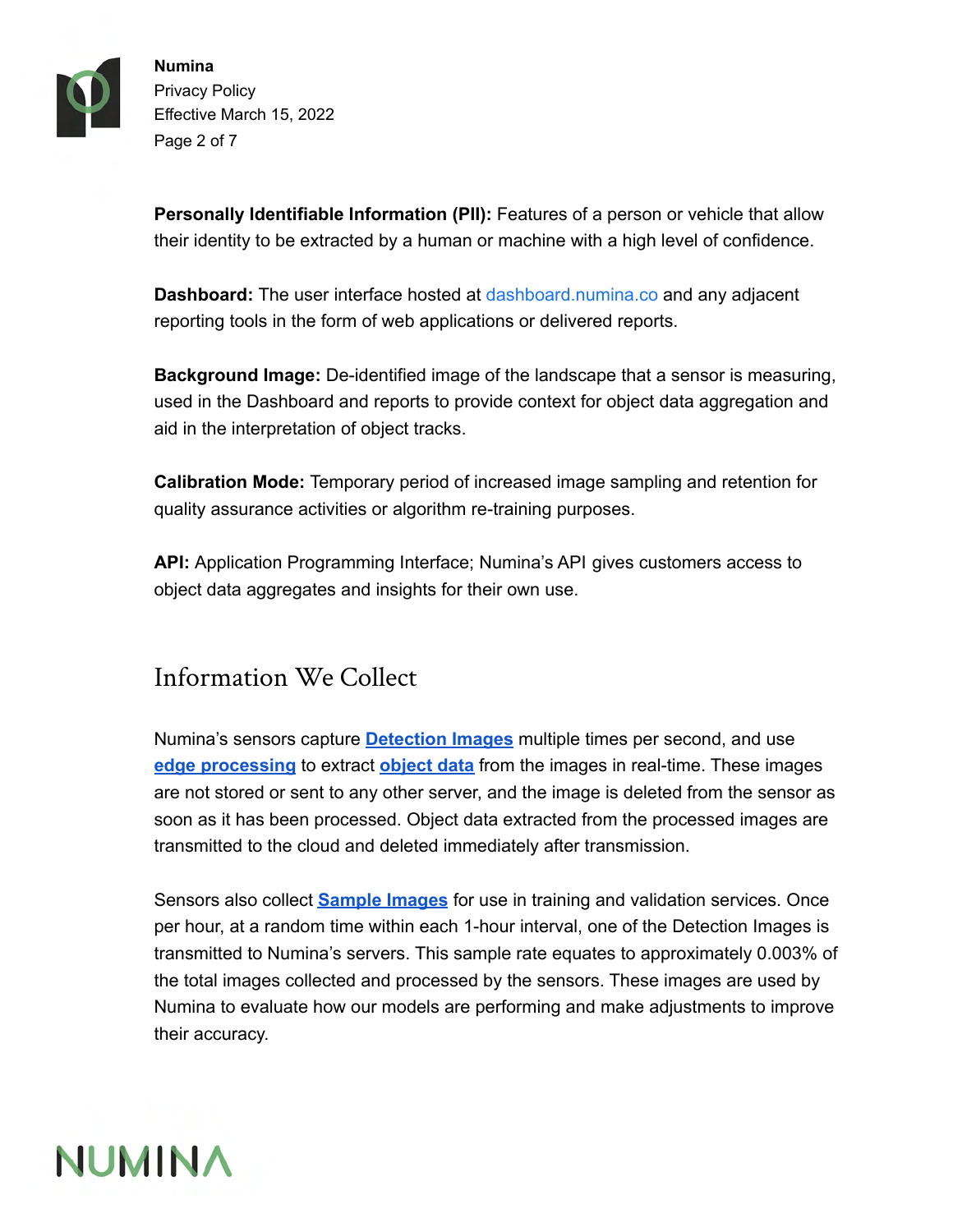**Personally Identifiable Information (PII):** Features of a person or vehicle that allow their identity to be extracted by a human or machine with a high level of confidence.

**Dashboard:** The user interface hosted at dashboard.numina.co and any adjacent reporting tools in the form of web applications or delivered reports.

**Background Image:** De-identified image of the landscape that a sensor is measuring, used in the Dashboard and reports to provide context for object data aggregation and aid in the interpretation of object tracks.

**Calibration Mode:** Temporary period of increased image sampling and retention for quality assurance activities or algorithm re-training purposes.

**API:** Application Programming Interface; Numina's API gives customers access to object data aggregates and insights for their own use.

## Information We Collect

Numina's sensors capture **Detection Images** multiple times per second, and use **edge processing** to extract **object data** from the images in real-time. These images are not stored or sent to any other server, and the image is deleted from the sensor as soon as it has been processed. Object data extracted from the processed images are transmitted to the cloud and deleted immediately after transmission.

Sensors also collect **Sample Images** for use in training and validation services. Once per hour, at a random time within each 1-hour interval, one of the Detection Images is transmitted to Numina's servers. This sample rate equates to approximately 0.003% of the total images collected and processed by the sensors. These images are used by Numina to evaluate how our models are performing and make adjustments to improve their accuracy.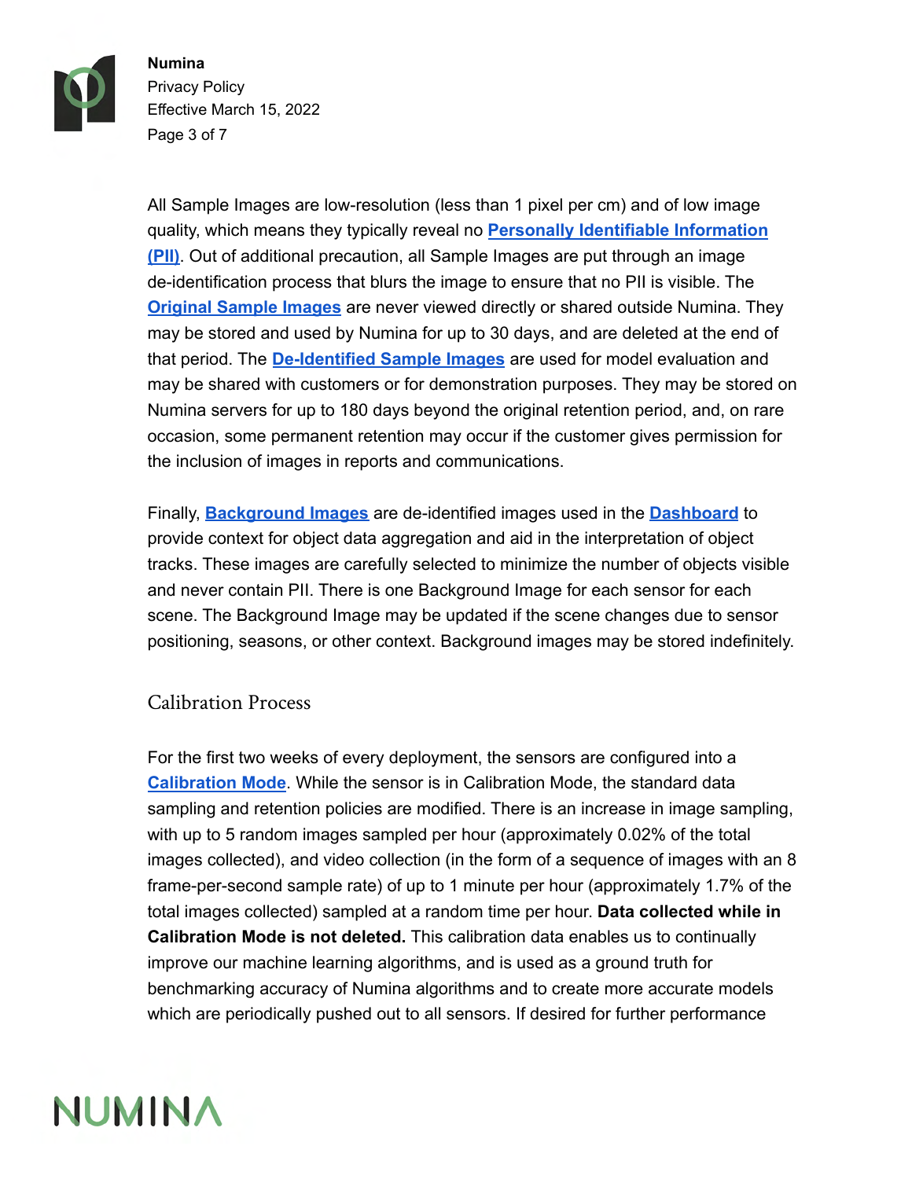All Sample Images are low-resolution (less than 1 pixel per cm) and of low image quality, which means they typically reveal no **Personally Identifiable Information (PII)**. Out of additional precaution, all Sample Images are put through an image de-identification process that blurs the image to ensure that no PII is visible. The **Original Sample Images** are never viewed directly or shared outside Numina. They may be stored and used by Numina for up to 30 days, and are deleted at the end of that period. The **De-Identified Sample Images** are used for model evaluation and may be shared with customers or for demonstration purposes. They may be stored on Numina servers for up to 180 days beyond the original retention period, and, on rare occasion, some permanent retention may occur if the customer gives permission for the inclusion of images in reports and communications.

Finally, **Background Images** are de-identified images used in the **Dashboard** to provide context for object data aggregation and aid in the interpretation of object tracks. These images are carefully selected to minimize the number of objects visible and never contain PII. There is one Background Image for each sensor for each scene. The Background Image may be updated if the scene changes due to sensor positioning, seasons, or other context. Background images may be stored indefinitely.

## Calibration Process

For the first two weeks of every deployment, the sensors are configured into a **Calibration Mode**. While the sensor is in Calibration Mode, the standard data sampling and retention policies are modified. There is an increase in image sampling, with up to 5 random images sampled per hour (approximately 0.02% of the total images collected), and video collection (in the form of a sequence of images with an 8 frame-per-second sample rate) of up to 1 minute per hour (approximately 1.7% of the total images collected) sampled at a random time per hour. **Data collected while in Calibration Mode is not deleted.** This calibration data enables us to continually improve our machine learning algorithms, and is used as a ground truth for benchmarking accuracy of Numina algorithms and to create more accurate models which are periodically pushed out to all sensors. If desired for further performance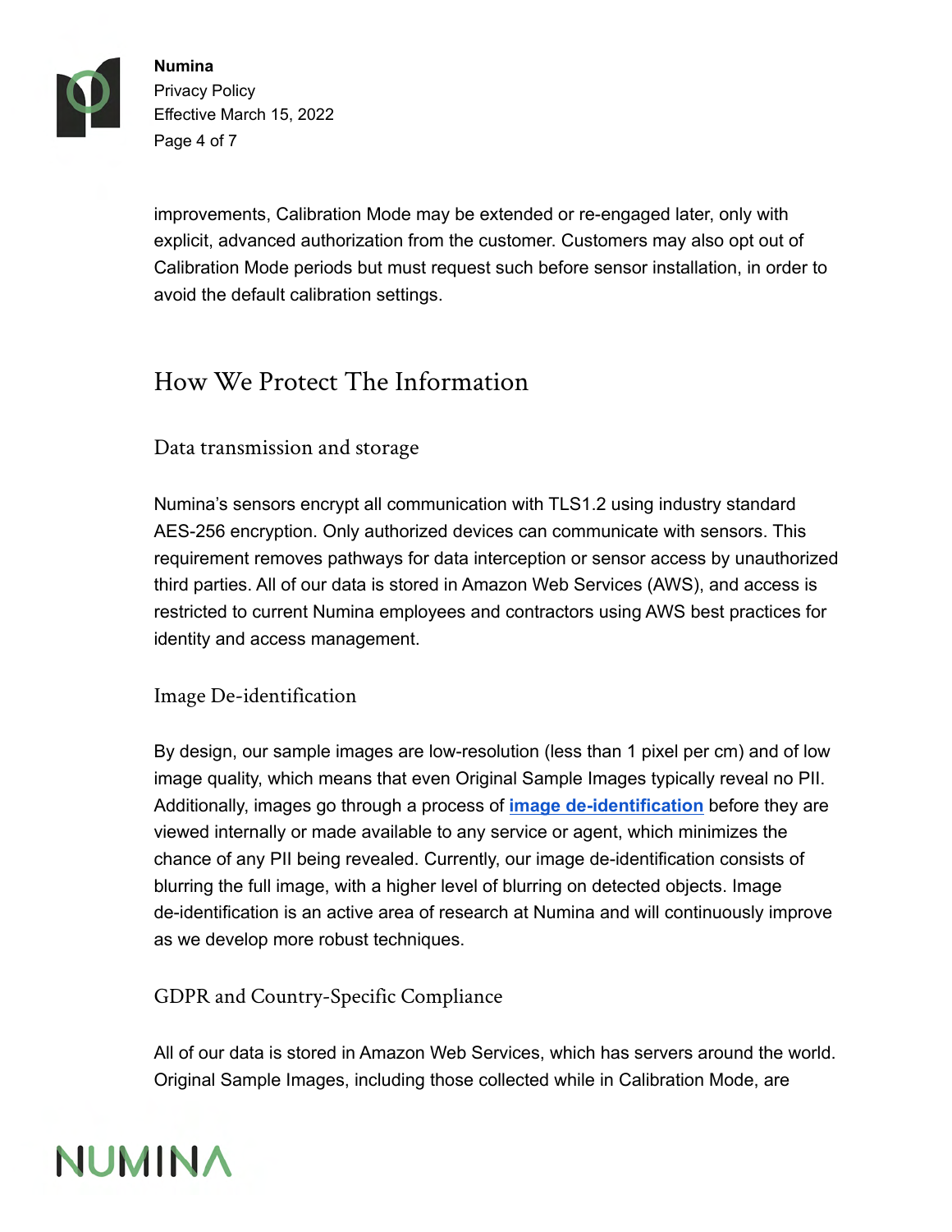improvements, Calibration Mode may be extended or re-engaged later, only with explicit, advanced authorization from the customer. Customers may also opt out of Calibration Mode periods but must request such before sensor installation, in order to avoid the default calibration settings.

## How We Protect The Information

### Data transmission and storage

Numina's sensors encrypt all communication with TLS1.2 using industry standard AES-256 encryption. Only authorized devices can communicate with sensors. This requirement removes pathways for data interception or sensor access by unauthorized third parties. All of our data is stored in Amazon Web Services (AWS), and access is restricted to current Numina employees and contractors using AWS best practices for identity and access management.

### Image De-identification

By design, our sample images are low-resolution (less than 1 pixel per cm) and of low image quality, which means that even Original Sample Images typically reveal no PII. Additionally, images go through a process of **image de-identification** before they are viewed internally or made available to any service or agent, which minimizes the chance of any PII being revealed. Currently, our image de-identification consists of blurring the full image, with a higher level of blurring on detected objects. Image de-identification is an active area of research at Numina and will continuously improve as we develop more robust techniques.

### GDPR and Country-Specific Compliance

All of our data is stored in Amazon Web Services, which has servers around the world. Original Sample Images, including those collected while in Calibration Mode, are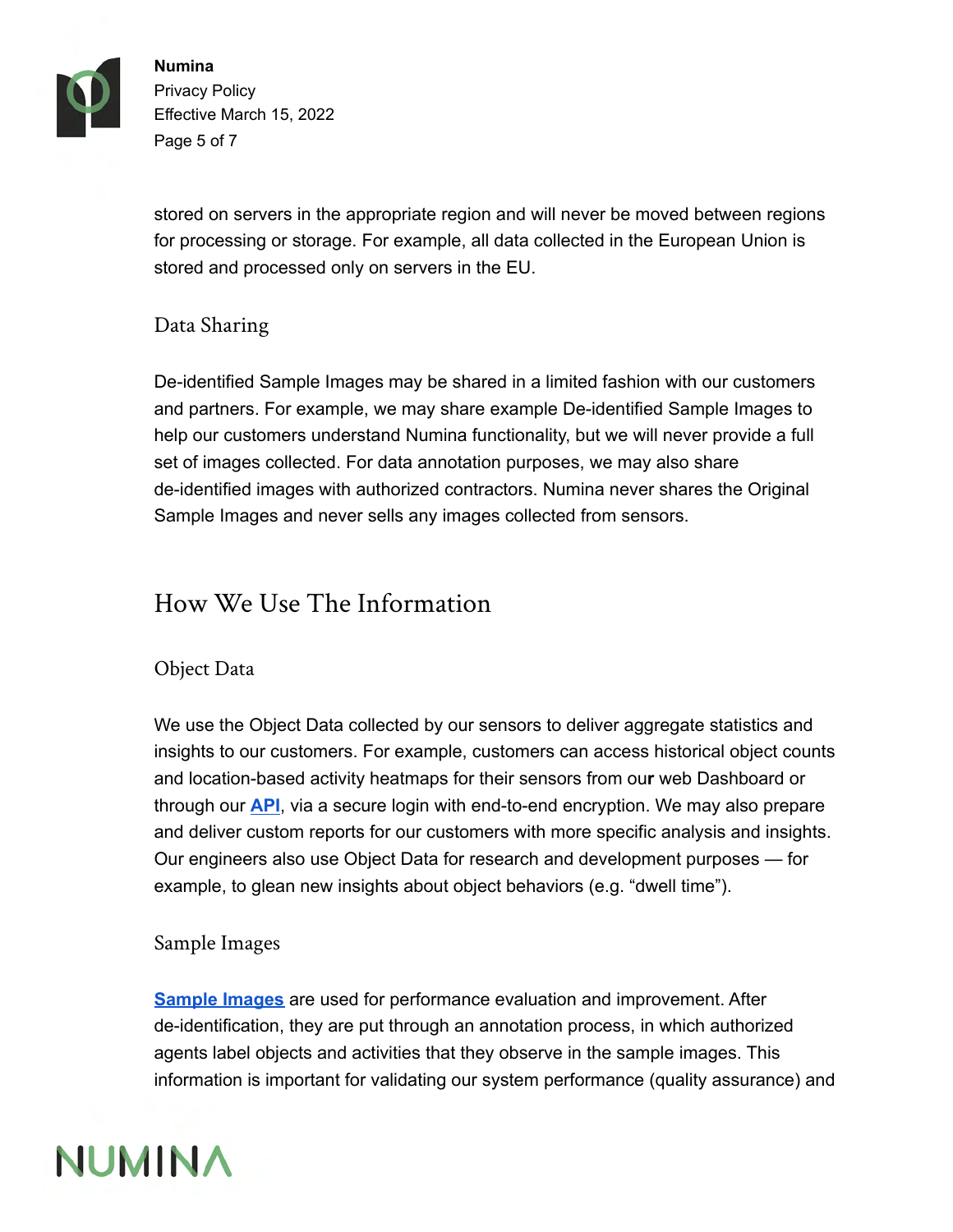stored on servers in the appropriate region and will never be moved between regions for processing or storage. For example, all data collected in the European Union is stored and processed only on servers in the EU.

### Data Sharing

De-identified Sample Images may be shared in a limited fashion with our customers and partners. For example, we may share example De-identified Sample Images to help our customers understand Numina functionality, but we will never provide a full set of images collected. For data annotation purposes, we may also share de-identified images with authorized contractors. Numina never shares the Original Sample Images and never sells any images collected from sensors.

## How We Use The Information

### Object Data

We use the Object Data collected by our sensors to deliver aggregate statistics and insights to our customers. For example, customers can access historical object counts and location-based activity heatmaps for their sensors from our web Dashboard or through our **API**, via a secure login with end-to-end encryption. We may also prepare and deliver custom reports for our customers with more specific analysis and insights. Our engineers also use Object Data for research and development purposes — for example, to glean new insights about object behaviors (e.g. “dwell time”).

### Sample Images

**Sample Images** are used for performance evaluation and improvement. After de-identification, they are put through an annotation process, in which authorized agents label objects and activities that they observe in the sample images. This information is important for validating our system performance (quality assurance) and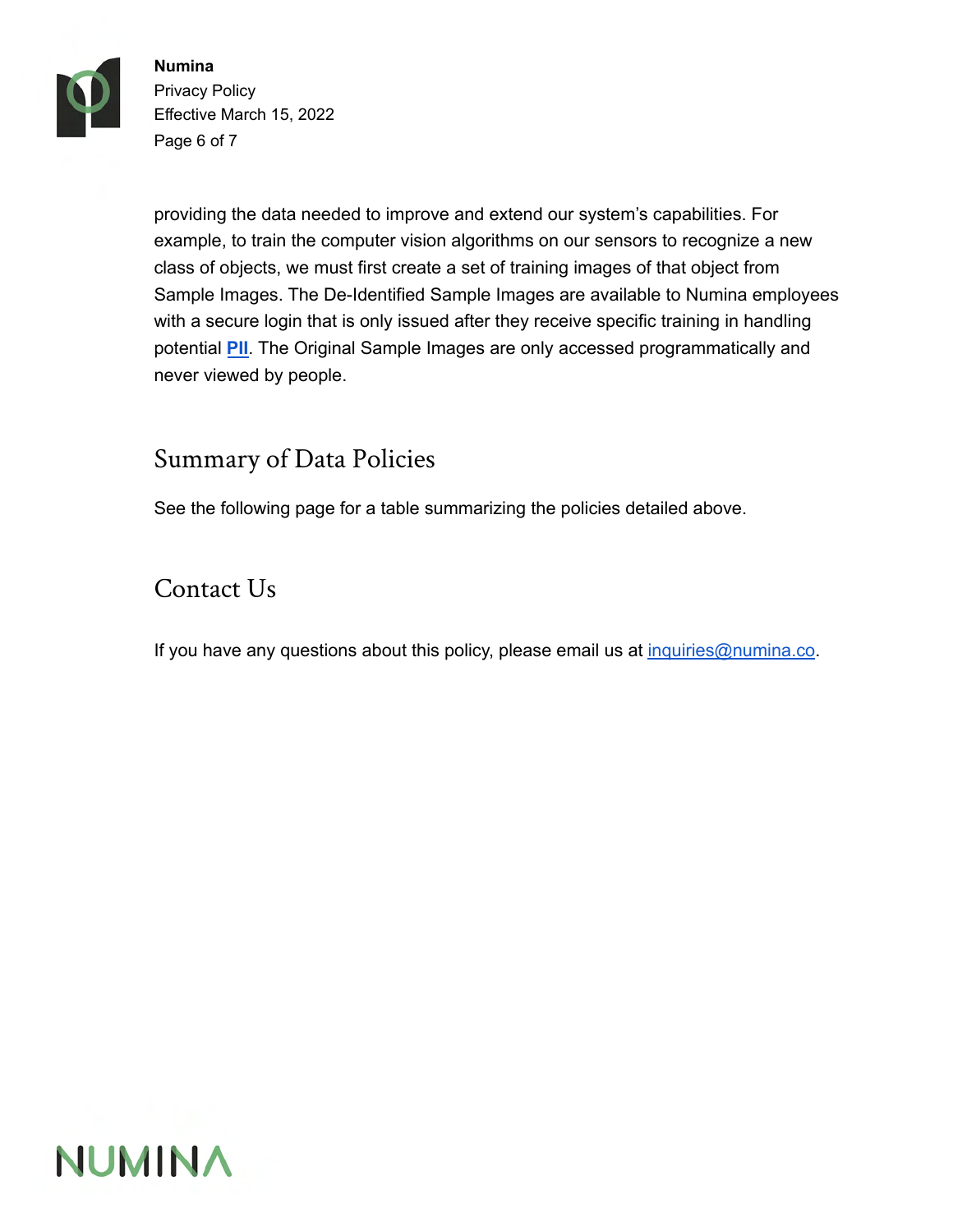providing the data needed to improve and extend our system's capabilities. For example, to train the computer vision algorithms on our sensors to recognize a new class of objects, we must first create a set of training images of that object from Sample Images. The De-Identified Sample Images are available to Numina employees with a secure login that is only issued after they receive specific training in handling potential **PII**. The Original Sample Images are only accessed programmatically and never viewed by people.

## Summary of Data Policies

See the following page for a table summarizing the policies detailed above.

## Contact Us

If you have any questions about this policy, please email us at inquiries@numina.co.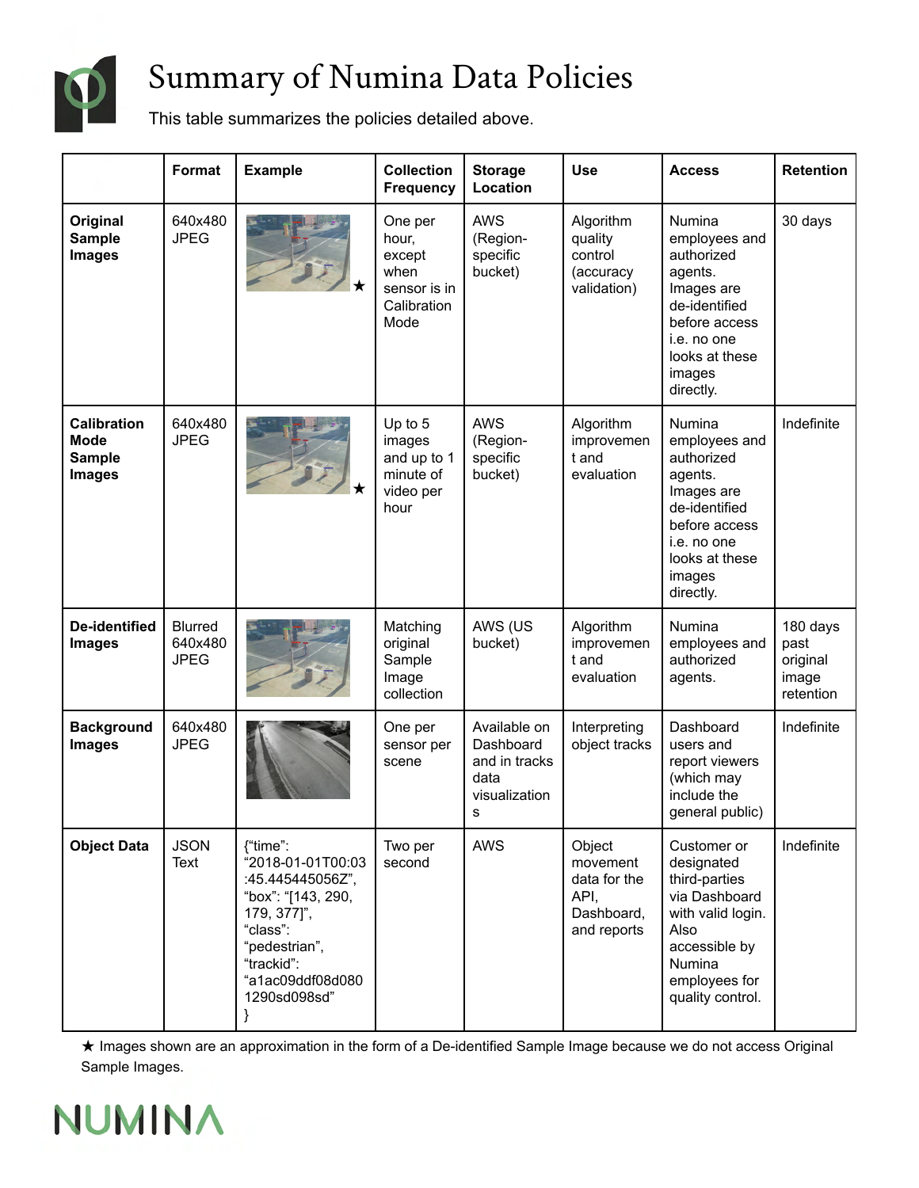# Summary of Numina Data Policies

This table summarizes the policies detailed above.

| | Format | Example | Collection Frequency | Storage Location | Use | Access | Retention |
|---|---|---|---|---|---|---|---|
| **Original Sample Images** | 640x480 JPEG | ★ | One per hour, except when sensor is in Calibration Mode | AWS (Region-specific bucket) | Algorithm quality control (accuracy validation) | Numina employees and authorized agents. Images are de-identified before access i.e. no one looks at these images directly. | 30 days |
| **Calibration Mode Sample Images** | 640x480 JPEG | ★ | Up to 5 images and up to 1 minute of video per hour | AWS (Region-specific bucket) | Algorithm improvement and evaluation | Numina employees and authorized agents. Images are de-identified before access i.e. no one looks at these images directly. | Indefinite |
| **De-identified Images** | Blurred 640x480 JPEG | | Matching original Sample Image collection | AWS (US bucket) | Algorithm improvement and evaluation | Numina employees and authorized agents. | 180 days past original image retention |
| **Background Images** | 640x480 JPEG | | One per sensor per scene | Available on Dashboard and in tracks data visualizations | Interpreting object tracks | Dashboard users and report viewers (which may include the general public) | Indefinite |
| **Object Data** | JSON Text | {"time": "2018-01-01T00:03:45.445445056Z", "box": "[143, 290, 179, 377]", "class": "pedestrian", "trackid": "a1ac09ddf08d0801290sd098sd" } | Two per second | AWS | Object movement data for the API, Dashboard, and reports | Customer or designated third-parties via Dashboard with valid login. Also accessible by Numina employees for quality control. | Indefinite |

★ Images shown are an approximation in the form of a De-identified Sample Image because we do not access Original Sample Images.